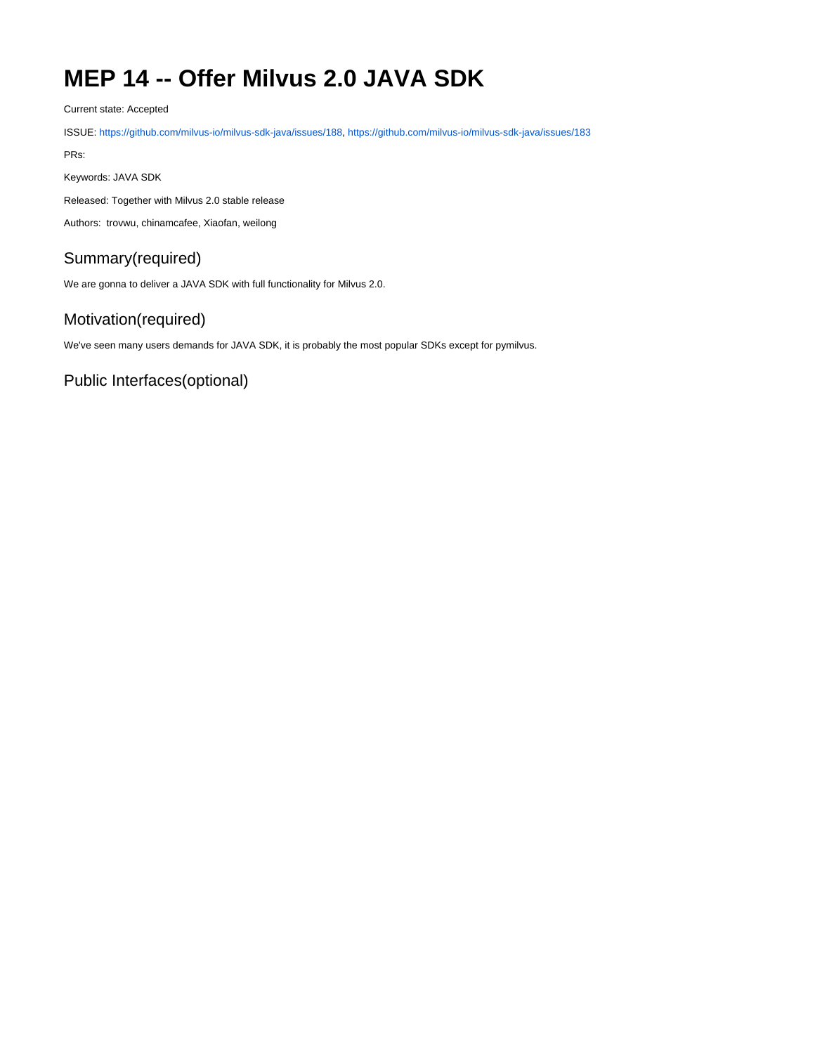# MEP 14 -- Offer Milvus 2.0 JAVA SDK

Current state: Accepted

ISSUE: https://github.com/milvus-io/milvus-sdk-java/issues/188, https://github.com/milvus-io/milvus-sdk-java/issues/183

PRs:

Keywords: JAVA SDK

Released: Together with Milvus 2.0 stable release

Authors: trovwu, chinamcafee, Xiaofan, weilong

## Summary(required)

We are gonna to deliver a JAVA SDK with full functionality for Milvus 2.0.

## Motivation(required)

We've seen many users demands for JAVA SDK, it is probably the most popular SDKs except for pymilvus.

## Public Interfaces(optional)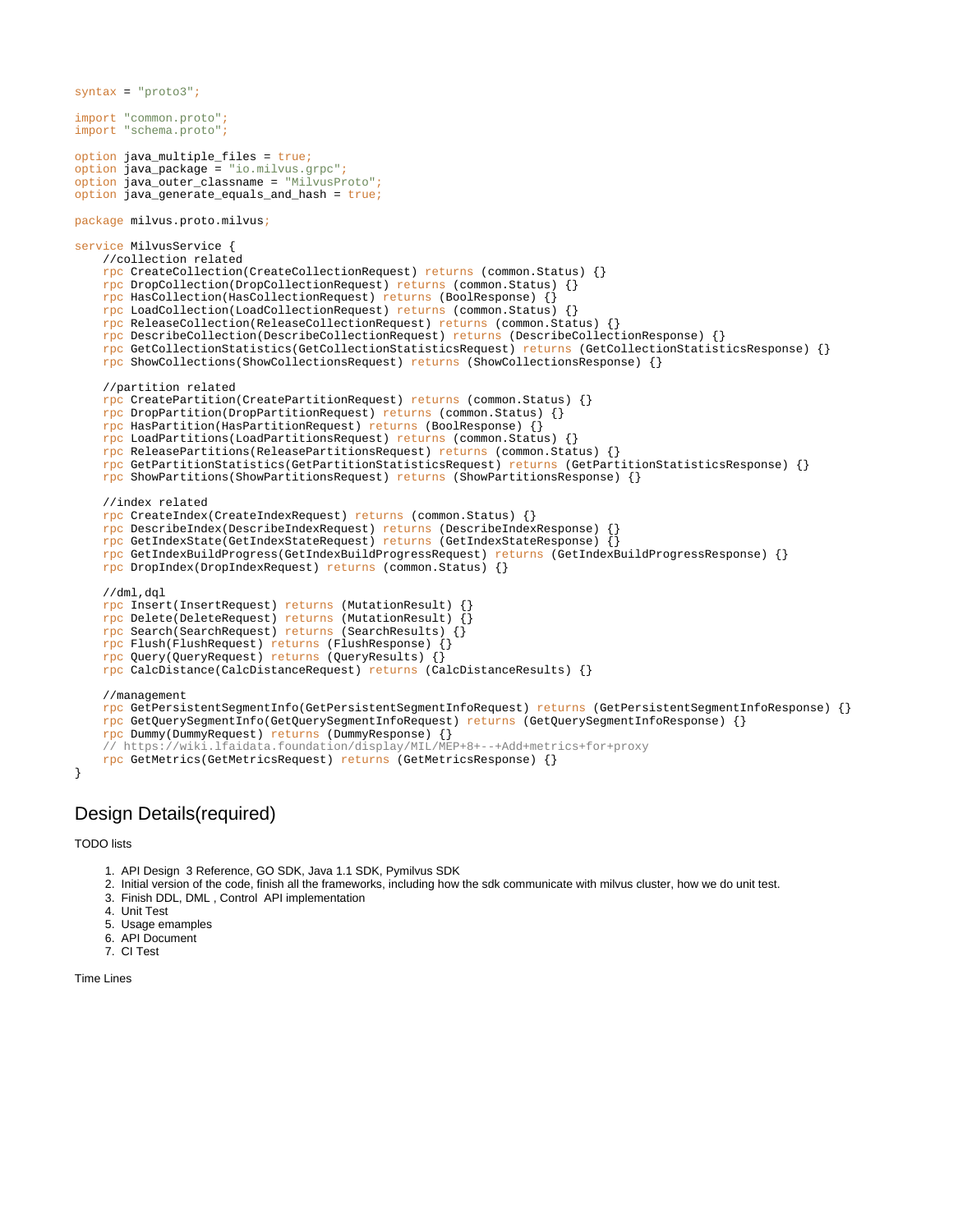```
syntax = "proto3";

import "common.proto";
import "schema.proto";

option java_multiple_files = true;
option java_package = "io.milvus.grpc";
option java_outer_classname = "MilvusProto";
option java_generate_equals_and_hash = true;

package milvus.proto.milvus;

service MilvusService {
    //collection related
    rpc CreateCollection(CreateCollectionRequest) returns (common.Status) {}
    rpc DropCollection(DropCollectionRequest) returns (common.Status) {}
    rpc HasCollection(HasCollectionRequest) returns (BoolResponse) {}
    rpc LoadCollection(LoadCollectionRequest) returns (common.Status) {}
    rpc ReleaseCollection(ReleaseCollectionRequest) returns (common.Status) {}
    rpc DescribeCollection(DescribeCollectionRequest) returns (DescribeCollectionResponse) {}
    rpc GetCollectionStatistics(GetCollectionStatisticsRequest) returns (GetCollectionStatisticsResponse) {}
    rpc ShowCollections(ShowCollectionsRequest) returns (ShowCollectionsResponse) {}

    //partition related
    rpc CreatePartition(CreatePartitionRequest) returns (common.Status) {}
    rpc DropPartition(DropPartitionRequest) returns (common.Status) {}
    rpc HasPartition(HasPartitionRequest) returns (BoolResponse) {}
    rpc LoadPartitions(LoadPartitionsRequest) returns (common.Status) {}
    rpc ReleasePartitions(ReleasePartitionsRequest) returns (common.Status) {}
    rpc GetPartitionStatistics(GetPartitionStatisticsRequest) returns (GetPartitionStatisticsResponse) {}
    rpc ShowPartitions(ShowPartitionsRequest) returns (ShowPartitionsResponse) {}

    //index related
    rpc CreateIndex(CreateIndexRequest) returns (common.Status) {}
    rpc DescribeIndex(DescribeIndexRequest) returns (DescribeIndexResponse) {}
    rpc GetIndexState(GetIndexStateRequest) returns (GetIndexStateResponse) {}
    rpc GetIndexBuildProgress(GetIndexBuildProgressRequest) returns (GetIndexBuildProgressResponse) {}
    rpc DropIndex(DropIndexRequest) returns (common.Status) {}

    //dml,dql
    rpc Insert(InsertRequest) returns (MutationResult) {}
    rpc Delete(DeleteRequest) returns (MutationResult) {}
    rpc Search(SearchRequest) returns (SearchResults) {}
    rpc Flush(FlushRequest) returns (FlushResponse) {}
    rpc Query(QueryRequest) returns (QueryResults) {}
    rpc CalcDistance(CalcDistanceRequest) returns (CalcDistanceResults) {}

    //management
    rpc GetPersistentSegmentInfo(GetPersistentSegmentInfoRequest) returns (GetPersistentSegmentInfoResponse) {}
    rpc GetQuerySegmentInfo(GetQuerySegmentInfoRequest) returns (GetQuerySegmentInfoResponse) {}
    rpc Dummy(DummyRequest) returns (DummyResponse) {}
    // https://wiki.lfaidata.foundation/display/MIL/MEP+8+--+Add+metrics+for+proxy
    rpc GetMetrics(GetMetricsRequest) returns (GetMetricsResponse) {}
}
```

## Design Details(required)

TODO lists

1. API Design 3 Reference, GO SDK, Java 1.1 SDK, Pymilvus SDK
2. Initial version of the code, finish all the frameworks, including how the sdk communicate with milvus cluster, how we do unit test.
3. Finish DDL, DML , Control API implementation
4. Unit Test
5. Usage emamples
6. API Document
7. CI Test

Time Lines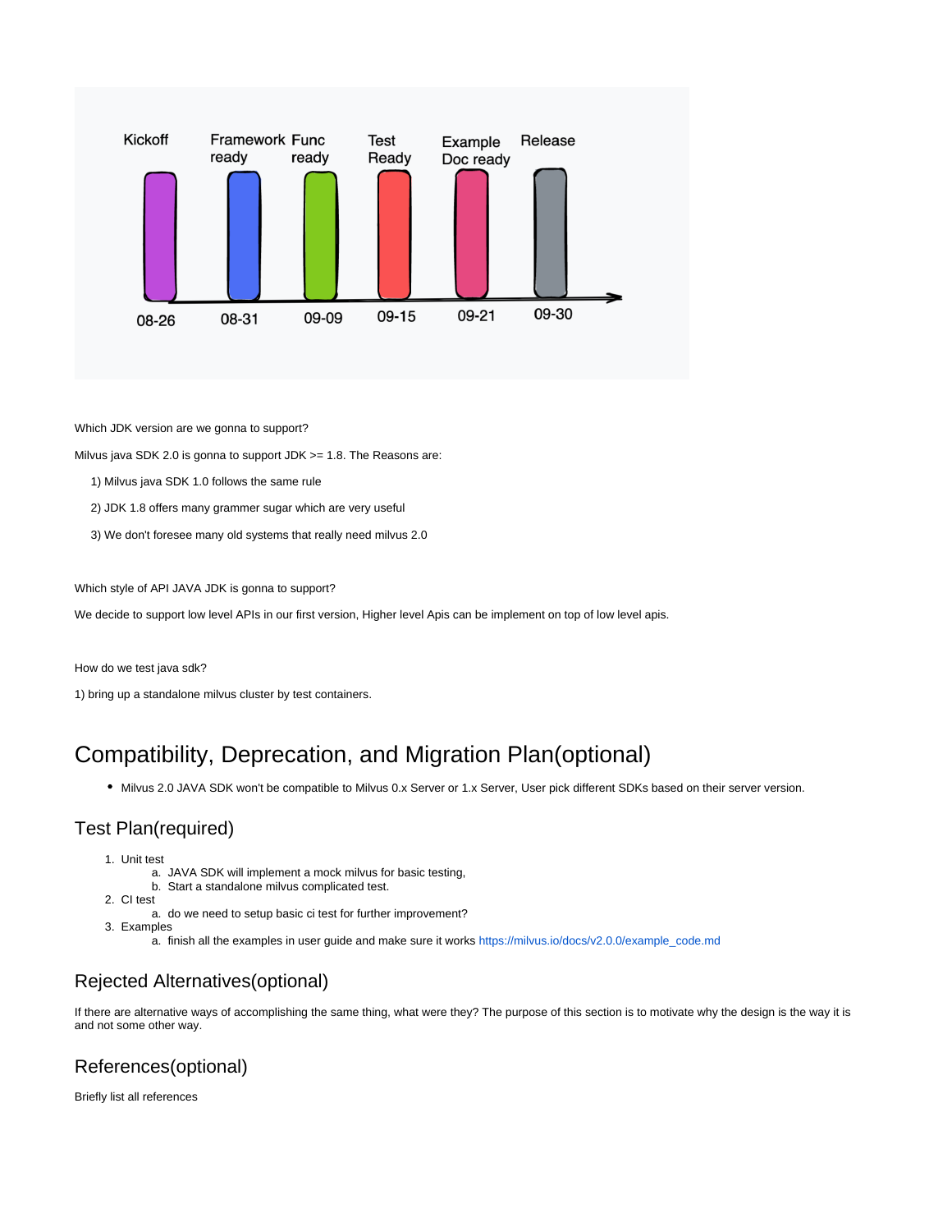Kickoff
08-26

Framework ready
08-31

Func ready
09-09

Test Ready
09-15

Example Doc ready
09-21

Release
09-30

Which JDK version are we gonna to support?

Milvus java SDK 2.0 is gonna to support JDK >= 1.8. The Reasons are:

1) Milvus java SDK 1.0 follows the same rule

2) JDK 1.8 offers many grammer sugar which are very useful

3) We don't foresee many old systems that really need milvus 2.0

Which style of API JAVA JDK is gonna to support?

We decide to support low level APIs in our first version, Higher level Apis can be implement on top of low level apis.

How do we test java sdk?

1) bring up a standalone milvus cluster by test containers.

# Compatibility, Deprecation, and Migration Plan(optional)

- Milvus 2.0 JAVA SDK won't be compatible to Milvus 0.x Server or 1.x Server, User pick different SDKs based on their server version.

## Test Plan(required)

1. Unit test
   a. JAVA SDK will implement a mock milvus for basic testing,
   b. Start a standalone milvus complicated test.
2. CI test
   a. do we need to setup basic ci test for further improvement?
3. Examples
   a. finish all the examples in user guide and make sure it works https://milvus.io/docs/v2.0.0/example_code.md

## Rejected Alternatives(optional)

If there are alternative ways of accomplishing the same thing, what were they? The purpose of this section is to motivate why the design is the way it is and not some other way.

## References(optional)

Briefly list all references